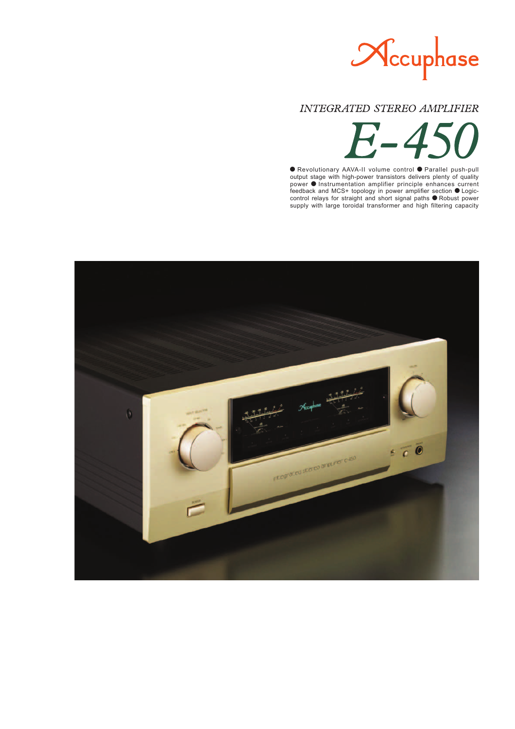Accuphase

*INTEGRATED STEREO AMPLIFIER*

# *E-450*

● Revolutionary AAVA-II volume control ● Parallel push-pull output stage with high-power transistors delivers plenty of quality power ● Instrumentation amplifier principle enhances current feedback and MCS+ topology in power amplifier section ● Logic-control relays for straight and short signal paths ● Robust power supply with large toroidal transformer and high filtering capacity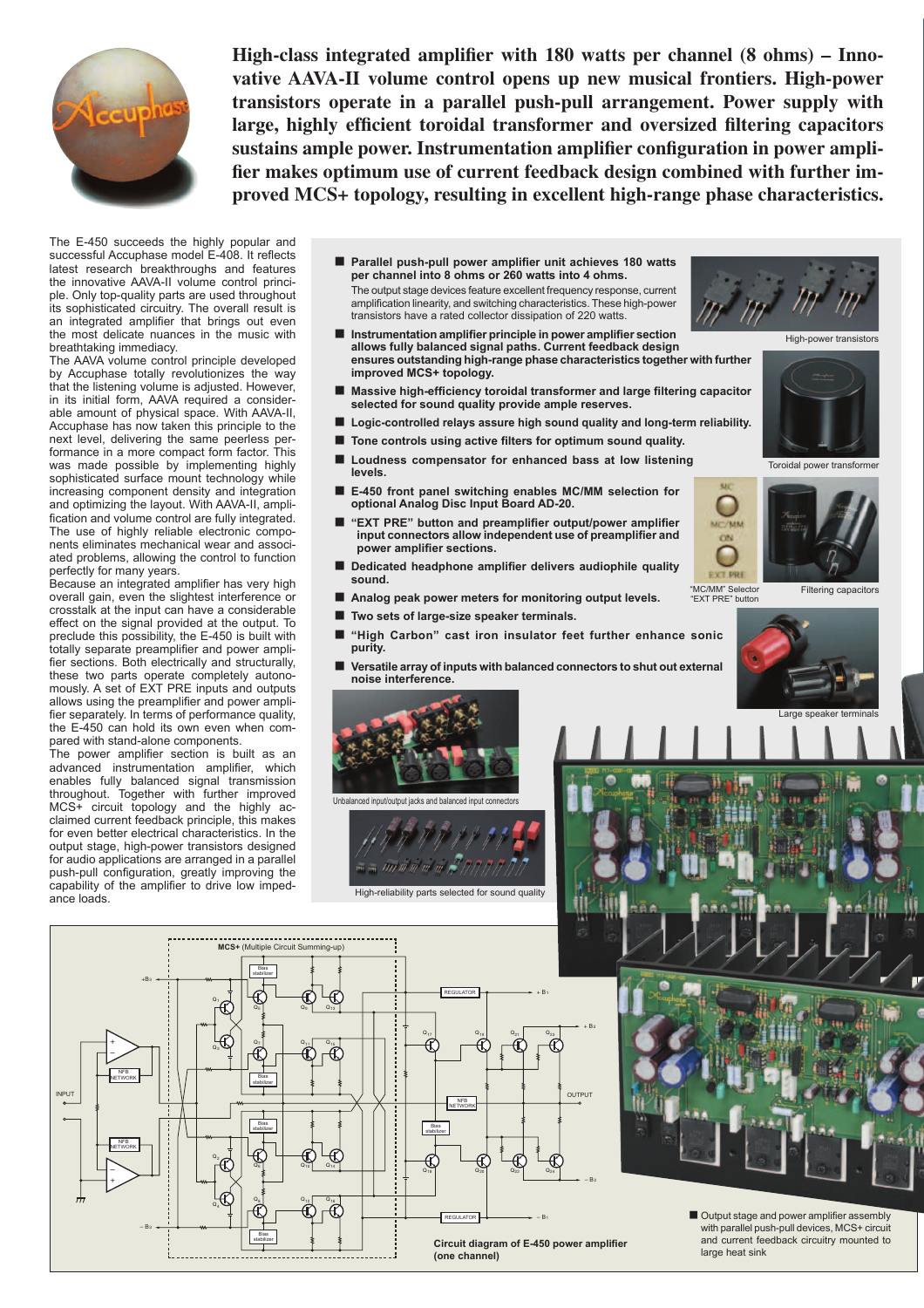# High-class integrated amplifier with 180 watts per channel (8 ohms) – Innovative AAVA-II volume control opens up new musical frontiers. High-power transistors operate in a parallel push-pull arrangement. Power supply with large, highly efficient toroidal transformer and oversized filtering capacitors sustains ample power. Instrumentation amplifier configuration in power amplifier makes optimum use of current feedback design combined with further improved MCS+ topology, resulting in excellent high-range phase characteristics.

The E-450 succeeds the highly popular and successful Accuphase model E-408. It reflects latest research breakthroughs and features the innovative AAVA-II volume control principle. Only top-quality parts are used throughout its sophisticated circuitry. The overall result is an integrated amplifier that brings out even the most delicate nuances in the music with breathtaking immediacy.

The AAVA volume control principle developed by Accuphase totally revolutionizes the way that the listening volume is adjusted. However, in its initial form, AAVA required a considerable amount of physical space. With AAVA-II, Accuphase has now taken this principle to the next level, delivering the same peerless performance in a more compact form factor. This was made possible by implementing highly sophisticated surface mount technology while increasing component density and integration and optimizing the layout. With AAVA-II, amplification and volume control are fully integrated. The use of highly reliable electronic components eliminates mechanical wear and associated problems, allowing the control to function perfectly for many years.

Because an integrated amplifier has very high overall gain, even the slightest interference or crosstalk at the input can have a considerable effect on the signal provided at the output. To preclude this possibility, the E-450 is built with totally separate preamplifier and power amplifier sections. Both electrically and structurally, these two parts operate completely autonomously. A set of EXT PRE inputs and outputs allows using the preamplifier and power amplifier separately. In terms of performance quality, the E-450 can hold its own even when compared with stand-alone components.

The power amplifier section is built as an advanced instrumentation amplifier, which enables fully balanced signal transmission throughout. Together with further improved MCS+ circuit topology and the highly acclaimed current feedback principle, this makes for even better electrical characteristics. In the output stage, high-power transistors designed for audio applications are arranged in a parallel push-pull configuration, greatly improving the capability of the amplifier to drive low impedance loads.

- **Parallel push-pull power amplifier unit achieves 180 watts per channel into 8 ohms or 260 watts into 4 ohms.**
  The output stage devices feature excellent frequency response, current amplification linearity, and switching characteristics. These high-power transistors have a rated collector dissipation of 220 watts.
- **Instrumentation amplifier principle in power amplifier section allows fully balanced signal paths. Current feedback design ensures outstanding high-range phase characteristics together with further improved MCS+ topology.**
- **Massive high-efficiency toroidal transformer and large filtering capacitor selected for sound quality provide ample reserves.**
- **Logic-controlled relays assure high sound quality and long-term reliability.**
- **Tone controls using active filters for optimum sound quality.**
- **Loudness compensator for enhanced bass at low listening levels.**
- **E-450 front panel switching enables MC/MM selection for optional Analog Disc Input Board AD-20.**
- **"EXT PRE" button and preamplifier output/power amplifier input connectors allow independent use of preamplifier and power amplifier sections.**
- **Dedicated headphone amplifier delivers audiophile quality sound.**
- **Analog peak power meters for monitoring output levels.**
- **Two sets of large-size speaker terminals.**
- **"High Carbon" cast iron insulator feet further enhance sonic purity.**
- **Versatile array of inputs with balanced connectors to shut out external noise interference.**

High-power transistors

Toroidal power transformer

"MC/MM" Selector
"EXT PRE" button

Filtering capacitors

Large speaker terminals

Unbalanced input/output jacks and balanced input connectors

High-reliability parts selected for sound quality

Circuit diagram of E-450 power amplifier (one channel)

- Output stage and power amplifier assembly with parallel push-pull devices, MCS+ circuit and current feedback circuitry mounted to large heat sink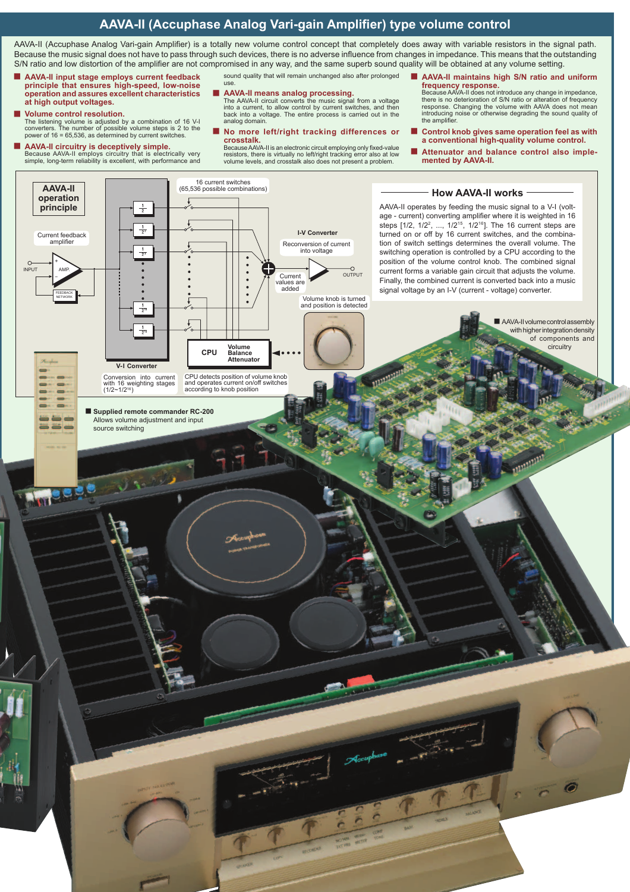# AAVA-II (Accuphase Analog Vari-gain Amplifier) type volume control

AAVA-II (Accuphase Analog Vari-gain Amplifier) is a totally new volume control concept that completely does away with variable resistors in the signal path. Because the music signal does not have to pass through such devices, there is no adverse influence from changes in impedance. This means that the outstanding S/N ratio and low distortion of the amplifier are not compromised in any way, and the same superb sound quality will be obtained at any volume setting.

### ■ AAVA-II input stage employs current feedback principle that ensures high-speed, low-noise operation and assures excellent characteristics at high output voltages.

### ■ Volume control resolution.

The listening volume is adjusted by a combination of 16 V-I converters. The number of possible volume steps is 2 to the power of 16 = 65,536, as determined by current switches.

### ■ AAVA-II circuitry is deceptively simple.

Because AAVA-II employs circuitry that is electrically very simple, long-term reliability is excellent, with performance and sound quality that will remain unchanged also after prolonged use.

### ■ AAVA-II means analog processing.

The AAVA-II circuit converts the music signal from a voltage into a current, to allow control by current switches, and then back into a voltage. The entire process is carried out in the analog domain.

### ■ No more left/right tracking differences or crosstalk.

Because AAVA-II is an electronic circuit employing only fixed-value resistors, there is virtually no left/right tracking error also at low volume levels, and crosstalk also does not present a problem.

### ■ AAVA-II maintains high S/N ratio and uniform frequency response.

Because AAVA-II does not introduce any change in impedance, there is no deterioration of S/N ratio or alteration of frequency response. Changing the volume with AAVA does not mean introducing noise or otherwise degrading the sound quality of the amplifier.

### ■ Control knob gives same operation feel as with a conventional high-quality volume control.

### ■ Attenuator and balance control also implemented by AAVA-II.

**AAVA-II operation principle**

Current feedback amplifier

INPUT

AMP.

FEEDBACK NETWORK

16 current switches (65,536 possible combinations)

$\frac{1}{2}$, $\frac{1}{2^2}$, $\frac{1}{2^3}$, ..., $\frac{1}{2^{15}}$, $\frac{1}{2^{16}}$

I-V Converter

Reconversion of current into voltage

Current values are added

OUTPUT

Volume knob is turned and position is detected

CPU — Volume Balance Attenuator

V-I Converter

Conversion into current with 16 weighting stages ($1/2$~$1/2^{16}$)

CPU detects position of volume knob and operates current on/off switches according to knob position

## How AAVA-II works

AAVA-II operates by feeding the music signal to a V-I (voltage - current) converting amplifier where it is weighted in 16 steps [$1/2$, $1/2^2$, ..., $1/2^{15}$, $1/2^{16}$]. The 16 current steps are turned on or off by 16 current switches, and the combination of switch settings determines the overall volume. The switching operation is controlled by a CPU according to the position of the volume control knob. The combined signal current forms a variable gain circuit that adjusts the volume. Finally, the combined current is converted back into a music signal voltage by an I-V (current - voltage) converter.

■ AAVA-II volume control assembly with higher integration density of components and circuitry

■ **Supplied remote commander RC-200**
Allows volume adjustment and input source switching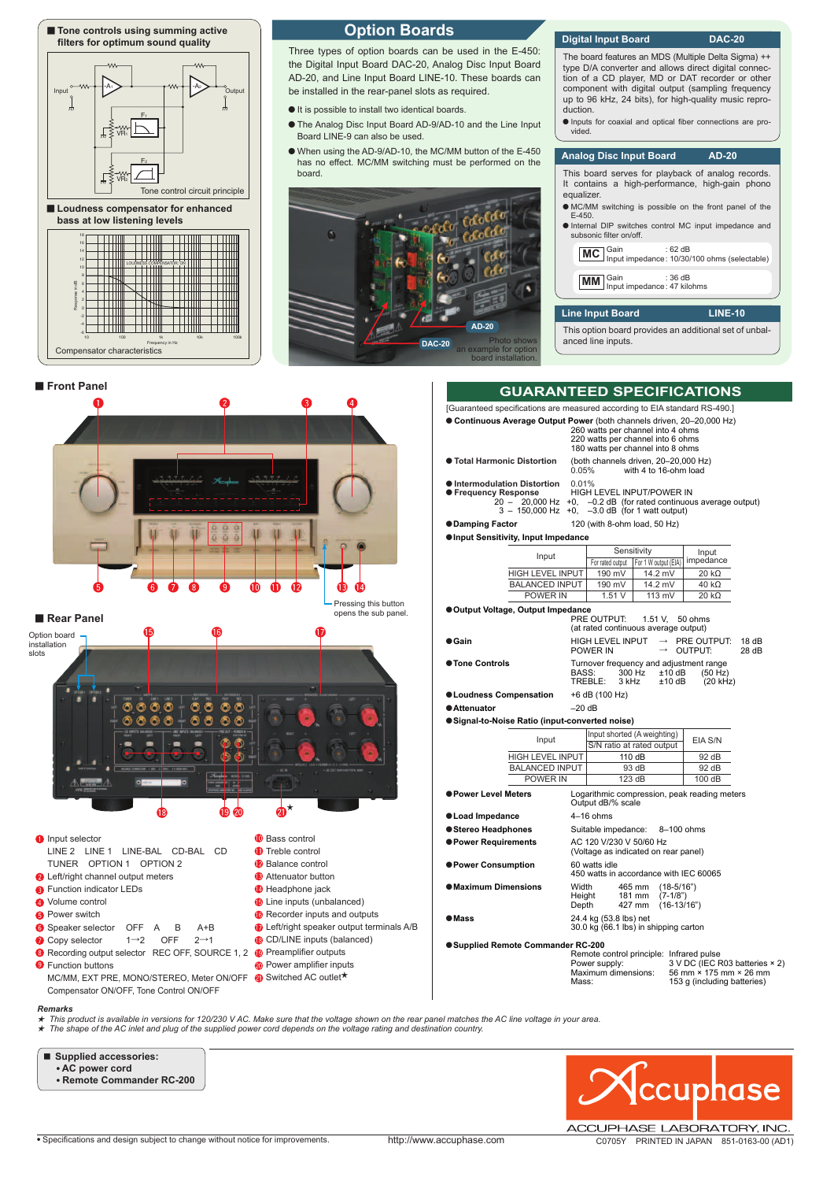## Tone controls using summing active filters for optimum sound quality

Input — A1 — A2 — Output

F1 VR1

F2 VR2

Tone control circuit principle

## Loudness compensator for enhanced bass at low listening levels

LOUDNESS COMPENSATOR: ON

Response in dB

Frequency in Hz

10 100 1k 10k 100k

Compensator characteristics

# Option Boards

Three types of option boards can be used in the E-450: the Digital Input Board DAC-20, Analog Disc Input Board AD-20, and Line Input Board LINE-10. These boards can be installed in the rear-panel slots as required.

- It is possible to install two identical boards.
- The Analog Disc Input Board AD-9/AD-10 and the Line Input Board LINE-9 can also be used.
- When using the AD-9/AD-10, the MC/MM button of the E-450 has no effect. MC/MM switching must be performed on the board.

AD-20

DAC-20

Photo shows an example for option board installation.

### Digital Input Board DAC-20

The board features an MDS (Multiple Delta Sigma) ++ type D/A converter and allows direct digital connection of a CD player, MD or DAT recorder or other component with digital output (sampling frequency up to 96 kHz, 24 bits), for high-quality music reproduction.

- Inputs for coaxial and optical fiber connections are provided.

### Analog Disc Input Board AD-20

This board serves for playback of analog records. It contains a high-performance, high-gain phono equalizer.

- MC/MM switching is possible on the front panel of the E-450.
- Internal DIP switches control MC input impedance and subsonic filter on/off.

**MC** Gain : 62 dB
Input impedance : 10/30/100 ohms (selectable)

**MM** Gain : 36 dB
Input impedance : 47 kilohms

### Line Input Board LINE-10

This option board provides an additional set of unbalanced line inputs.

## Front Panel

Pressing this button opens the sub panel.

## Rear Panel

Option board installation slots

1. Input selector
   LINE 2 LINE 1 LINE-BAL CD-BAL CD
   TUNER OPTION 1 OPTION 2
2. Left/right channel output meters
3. Function indicator LEDs
4. Volume control
5. Power switch
6. Speaker selector OFF A B A+B
7. Copy selector 1→2 OFF 2→1
8. Recording output selector REC OFF, SOURCE 1, 2
9. Function buttons
   MC/MM, EXT PRE, MONO/STEREO, Meter ON/OFF
   Compensator ON/OFF, Tone Control ON/OFF
10. Bass control
11. Treble control
12. Balance control
13. Attenuator button
14. Headphone jack
15. Line inputs (unbalanced)
16. Recorder inputs and outputs
17. Left/right speaker output terminals A/B
18. CD/LINE inputs (balanced)
19. Preamplifier outputs
20. Power amplifier inputs
21. Switched AC outlet★

# GUARANTEED SPECIFICATIONS

[Guaranteed specifications are measured according to EIA standard RS-490.]

- **Continuous Average Output Power** (both channels driven, 20–20,000 Hz)
  260 watts per channel into 4 ohms
  220 watts per channel into 6 ohms
  180 watts per channel into 8 ohms
- **Total Harmonic Distortion** (both channels driven, 20–20,000 Hz)
  0.05% with 4 to 16-ohm load
- **Intermodulation Distortion** 0.01%
- **Frequency Response** HIGH LEVEL INPUT/POWER IN
  20 – 20,000 Hz +0, –0.2 dB (for rated continuous average output)
  3 – 150,000 Hz +0, –3.0 dB (for 1 watt output)
- **Damping Factor** 120 (with 8-ohm load, 50 Hz)
- **Input Sensitivity, Input Impedance**

| Input | Sensitivity | | Input impedance |
|---|---|---|---|
| | For rated output | For 1 W output (EIA) | |
| HIGH LEVEL INPUT | 190 mV | 14.2 mV | 20 kΩ |
| BALANCED INPUT | 190 mV | 14.2 mV | 40 kΩ |
| POWER IN | 1.51 V | 113 mV | 20 kΩ |

- **Output Voltage, Output Impedance**
  PRE OUTPUT: 1.51 V, 50 ohms
  (at rated continuous average output)
- **Gain**
  HIGH LEVEL INPUT → PRE OUTPUT: 18 dB
  POWER IN → OUTPUT: 28 dB
- **Tone Controls**
  Turnover frequency and adjustment range
  BASS: 300 Hz ±10 dB (50 Hz)
  TREBLE: 3 kHz ±10 dB (20 kHz)
- **Loudness Compensation** +6 dB (100 Hz)
- **Attenuator** –20 dB
- **Signal-to-Noise Ratio (input-converted noise)**

| Input | Input shorted (A weighting) S/N ratio at rated output | EIA S/N |
|---|---|---|
| HIGH LEVEL INPUT | 110 dB | 92 dB |
| BALANCED INPUT | 93 dB | 92 dB |
| POWER IN | 123 dB | 100 dB |

- **Power Level Meters** Logarithmic compression, peak reading meters
  Output dB/% scale
- **Load Impedance** 4–16 ohms
- **Stereo Headphones** Suitable impedance: 8–100 ohms
- **Power Requirements** AC 120 V/230 V 50/60 Hz
  (Voltage as indicated on rear panel)
- **Power Consumption** 60 watts idle
  450 watts in accordance with IEC 60065
- **Maximum Dimensions**
  Width 465 mm (18-5/16")
  Height 181 mm (7-1/8")
  Depth 427 mm (16-13/16")
- **Mass** 24.4 kg (53.8 lbs) net
  30.0 kg (66.1 lbs) in shipping carton
- **Supplied Remote Commander RC-200**
  Remote control principle: Infrared pulse
  Power supply: 3 V DC (IEC R03 batteries × 2)
  Maximum dimensions: 56 mm × 175 mm × 26 mm
  Mass: 153 g (including batteries)

***Remarks***

*★ This product is available in versions for 120/230 V AC. Make sure that the voltage shown on the rear panel matches the AC line voltage in your area.*
*★ The shape of the AC inlet and plug of the supplied power cord depends on the voltage rating and destination country.*

**Supplied accessories:**
- **AC power cord**
- **Remote Commander RC-200**

Accuphase

ACCUPHASE LABORATORY, INC.

• Specifications and design subject to change without notice for improvements.

http://www.accuphase.com

C0705Y PRINTED IN JAPAN 851-0163-00 (AD1)